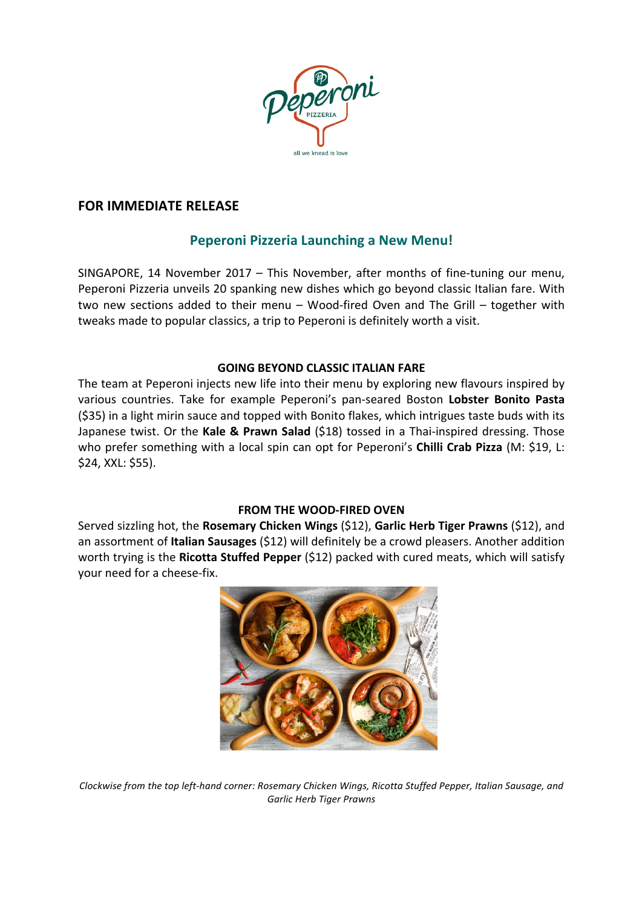**FOR IMMEDIATE RELEASE**

## Peperoni Pizzeria Launching a New Menu!

SINGAPORE, 14 November 2017 – This November, after months of fine-tuning our menu, Peperoni Pizzeria unveils 20 spanking new dishes which go beyond classic Italian fare. With two new sections added to their menu – Wood-fired Oven and The Grill – together with tweaks made to popular classics, a trip to Peperoni is definitely worth a visit.

### GOING BEYOND CLASSIC ITALIAN FARE

The team at Peperoni injects new life into their menu by exploring new flavours inspired by various countries. Take for example Peperoni's pan-seared Boston **Lobster Bonito Pasta** ($35) in a light mirin sauce and topped with Bonito flakes, which intrigues taste buds with its Japanese twist. Or the **Kale & Prawn Salad** ($18) tossed in a Thai-inspired dressing. Those who prefer something with a local spin can opt for Peperoni's **Chilli Crab Pizza** (M: $19, L: $24, XXL: $55).

### FROM THE WOOD-FIRED OVEN

Served sizzling hot, the **Rosemary Chicken Wings** ($12), **Garlic Herb Tiger Prawns** ($12), and an assortment of **Italian Sausages** ($12) will definitely be a crowd pleasers. Another addition worth trying is the **Ricotta Stuffed Pepper** ($12) packed with cured meats, which will satisfy your need for a cheese-fix.

*Clockwise from the top left-hand corner: Rosemary Chicken Wings, Ricotta Stuffed Pepper, Italian Sausage, and Garlic Herb Tiger Prawns*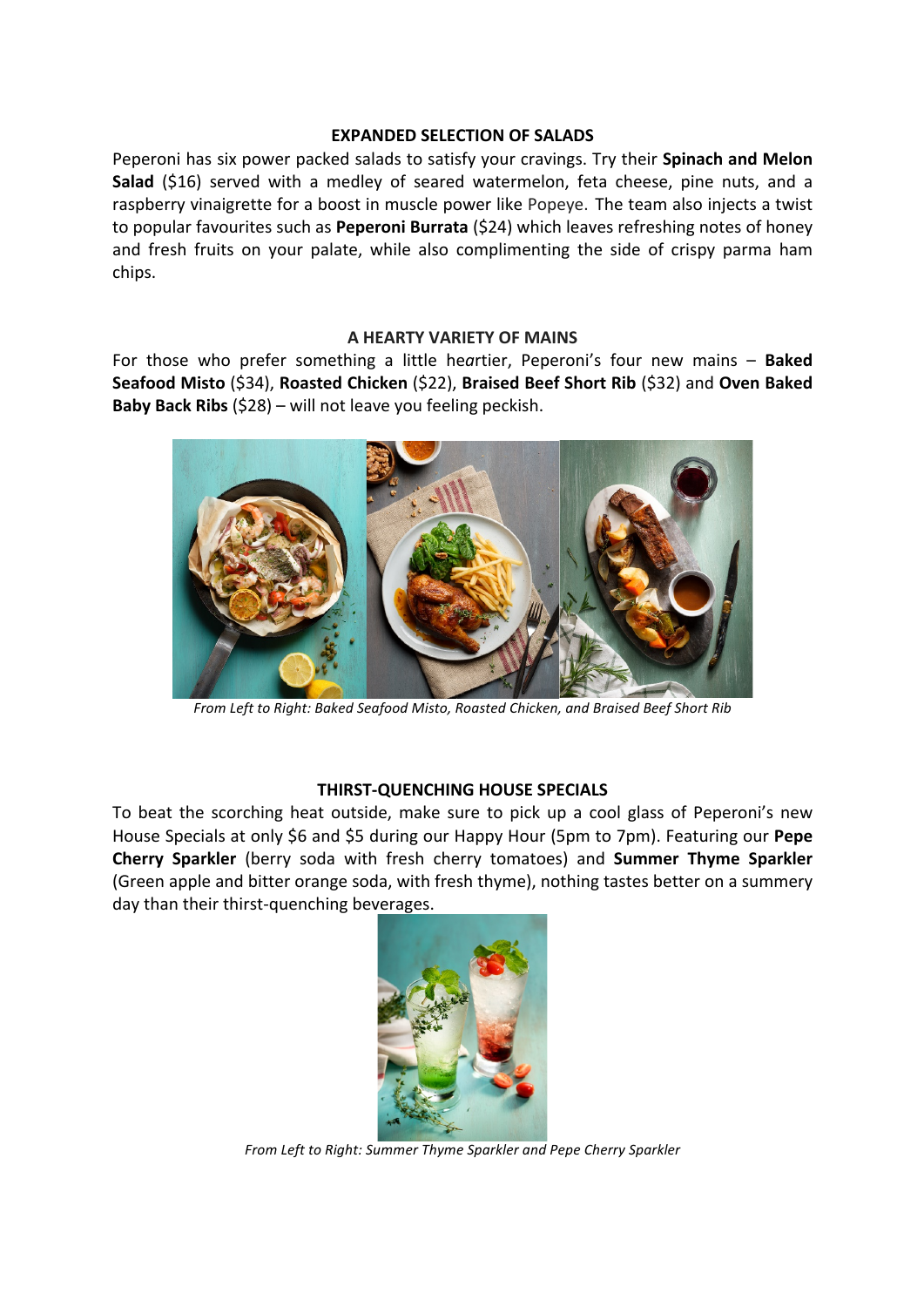## EXPANDED SELECTION OF SALADS

Peperoni has six power packed salads to satisfy your cravings. Try their **Spinach and Melon Salad** ($16) served with a medley of seared watermelon, feta cheese, pine nuts, and a raspberry vinaigrette for a boost in muscle power like Popeye. The team also injects a twist to popular favourites such as **Peperoni Burrata** ($24) which leaves refreshing notes of honey and fresh fruits on your palate, while also complimenting the side of crispy parma ham chips.

## A HEARTY VARIETY OF MAINS

For those who prefer something a little heartier, Peperoni's four new mains – **Baked Seafood Misto** ($34), **Roasted Chicken** ($22), **Braised Beef Short Rib** ($32) and **Oven Baked Baby Back Ribs** ($28) – will not leave you feeling peckish.

*From Left to Right: Baked Seafood Misto, Roasted Chicken, and Braised Beef Short Rib*

## THIRST-QUENCHING HOUSE SPECIALS

To beat the scorching heat outside, make sure to pick up a cool glass of Peperoni's new House Specials at only $6 and $5 during our Happy Hour (5pm to 7pm). Featuring our **Pepe Cherry Sparkler** (berry soda with fresh cherry tomatoes) and **Summer Thyme Sparkler** (Green apple and bitter orange soda, with fresh thyme), nothing tastes better on a summery day than their thirst-quenching beverages.

*From Left to Right: Summer Thyme Sparkler and Pepe Cherry Sparkler*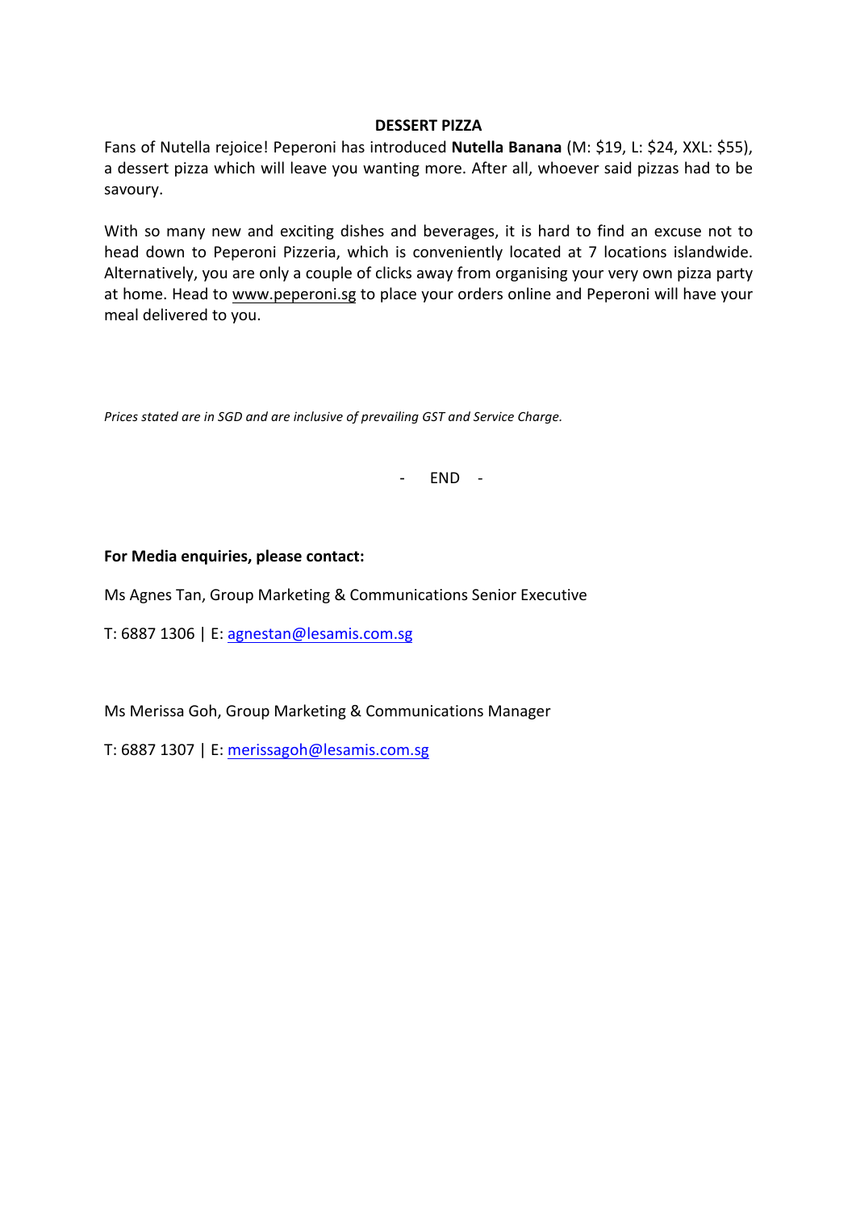### DESSERT PIZZA

Fans of Nutella rejoice! Peperoni has introduced **Nutella Banana** (M: $19, L: $24, XXL: $55), a dessert pizza which will leave you wanting more. After all, whoever said pizzas had to be savoury.

With so many new and exciting dishes and beverages, it is hard to find an excuse not to head down to Peperoni Pizzeria, which is conveniently located at 7 locations islandwide. Alternatively, you are only a couple of clicks away from organising your very own pizza party at home. Head to www.peperoni.sg to place your orders online and Peperoni will have your meal delivered to you.

*Prices stated are in SGD and are inclusive of prevailing GST and Service Charge.*

\- END -

**For Media enquiries, please contact:**

Ms Agnes Tan, Group Marketing & Communications Senior Executive

T: 6887 1306 | E: agnestan@lesamis.com.sg

Ms Merissa Goh, Group Marketing & Communications Manager

T: 6887 1307 | E: merissagoh@lesamis.com.sg